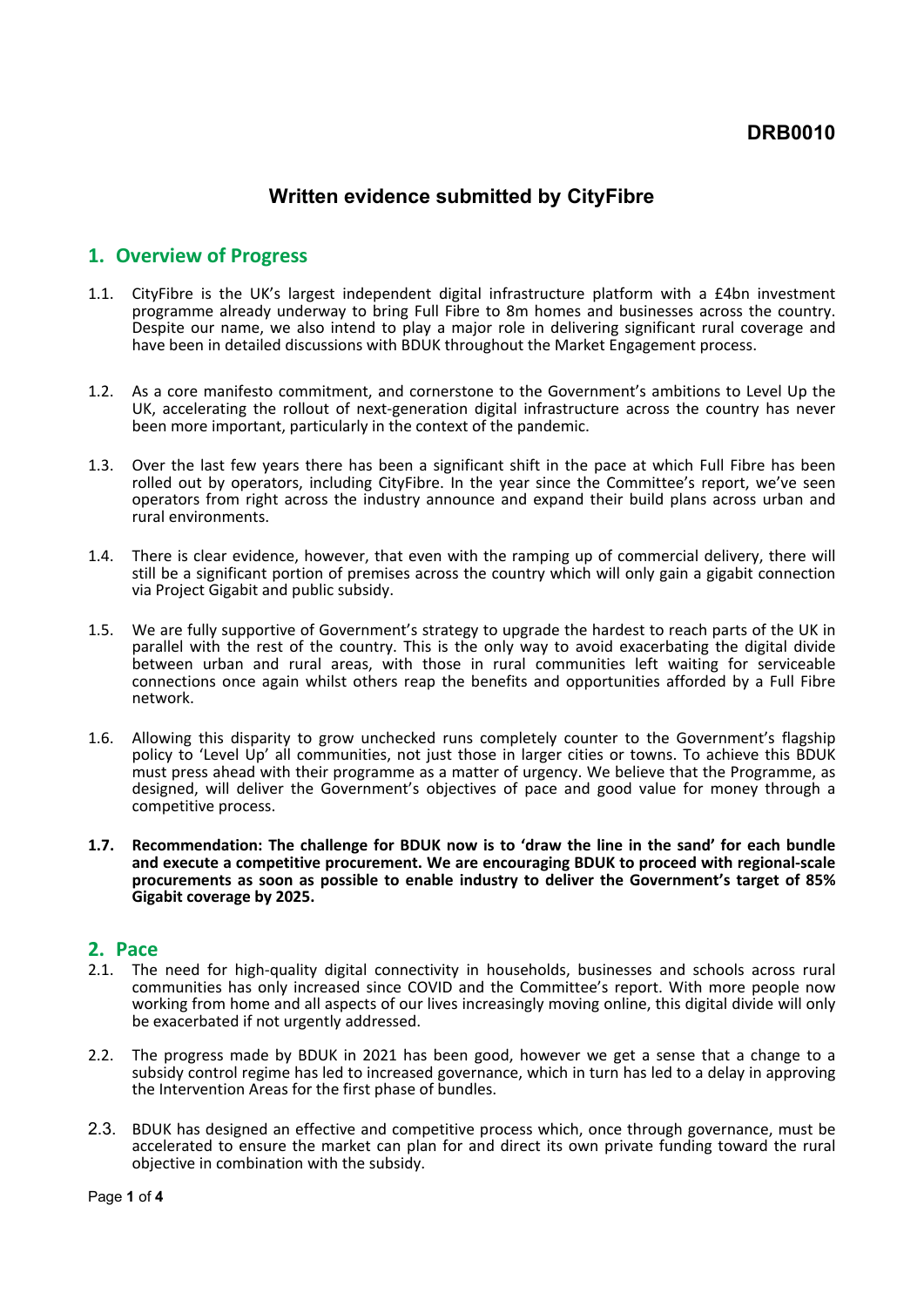DRB0010

# Written evidence submitted by CityFibre

## 1. Overview of Progress

1.1. CityFibre is the UK's largest independent digital infrastructure platform with a £4bn investment programme already underway to bring Full Fibre to 8m homes and businesses across the country. Despite our name, we also intend to play a major role in delivering significant rural coverage and have been in detailed discussions with BDUK throughout the Market Engagement process.

1.2. As a core manifesto commitment, and cornerstone to the Government's ambitions to Level Up the UK, accelerating the rollout of next-generation digital infrastructure across the country has never been more important, particularly in the context of the pandemic.

1.3. Over the last few years there has been a significant shift in the pace at which Full Fibre has been rolled out by operators, including CityFibre. In the year since the Committee's report, we've seen operators from right across the industry announce and expand their build plans across urban and rural environments.

1.4. There is clear evidence, however, that even with the ramping up of commercial delivery, there will still be a significant portion of premises across the country which will only gain a gigabit connection via Project Gigabit and public subsidy.

1.5. We are fully supportive of Government's strategy to upgrade the hardest to reach parts of the UK in parallel with the rest of the country. This is the only way to avoid exacerbating the digital divide between urban and rural areas, with those in rural communities left waiting for serviceable connections once again whilst others reap the benefits and opportunities afforded by a Full Fibre network.

1.6. Allowing this disparity to grow unchecked runs completely counter to the Government's flagship policy to 'Level Up' all communities, not just those in larger cities or towns. To achieve this BDUK must press ahead with their programme as a matter of urgency. We believe that the Programme, as designed, will deliver the Government's objectives of pace and good value for money through a competitive process.

**1.7. Recommendation: The challenge for BDUK now is to 'draw the line in the sand' for each bundle and execute a competitive procurement. We are encouraging BDUK to proceed with regional-scale procurements as soon as possible to enable industry to deliver the Government's target of 85% Gigabit coverage by 2025.**

## 2. Pace

2.1. The need for high-quality digital connectivity in households, businesses and schools across rural communities has only increased since COVID and the Committee's report. With more people now working from home and all aspects of our lives increasingly moving online, this digital divide will only be exacerbated if not urgently addressed.

2.2. The progress made by BDUK in 2021 has been good, however we get a sense that a change to a subsidy control regime has led to increased governance, which in turn has led to a delay in approving the Intervention Areas for the first phase of bundles.

2.3. BDUK has designed an effective and competitive process which, once through governance, must be accelerated to ensure the market can plan for and direct its own private funding toward the rural objective in combination with the subsidy.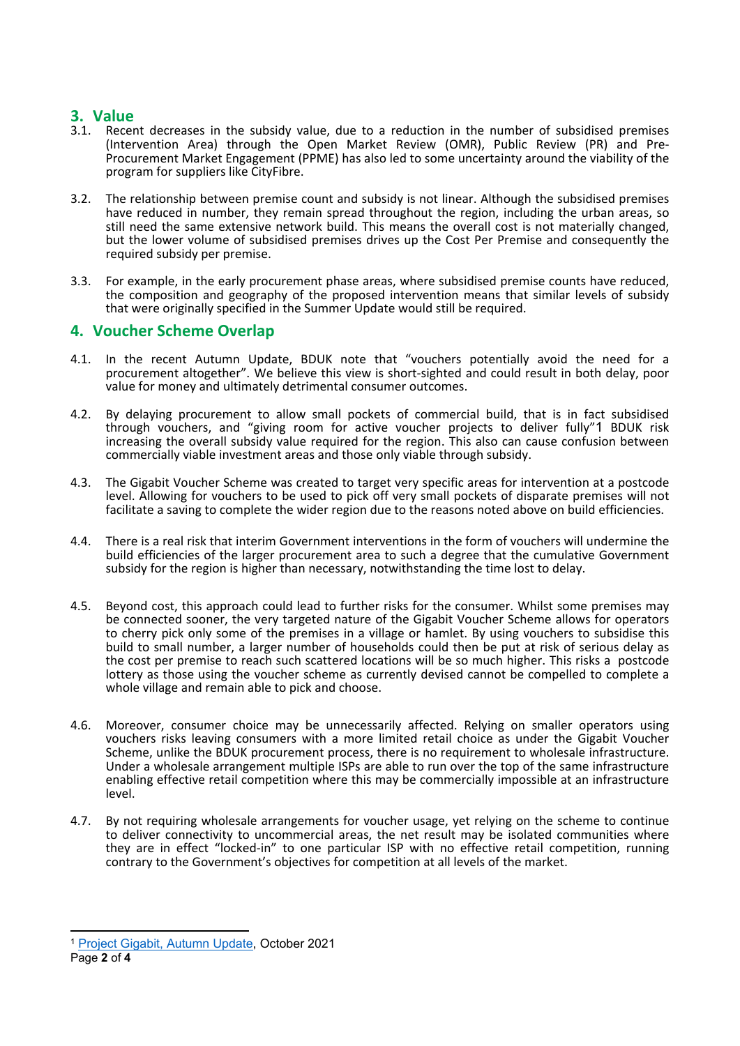## 3. Value

3.1. Recent decreases in the subsidy value, due to a reduction in the number of subsidised premises (Intervention Area) through the Open Market Review (OMR), Public Review (PR) and Pre-Procurement Market Engagement (PPME) has also led to some uncertainty around the viability of the program for suppliers like CityFibre.

3.2. The relationship between premise count and subsidy is not linear. Although the subsidised premises have reduced in number, they remain spread throughout the region, including the urban areas, so still need the same extensive network build. This means the overall cost is not materially changed, but the lower volume of subsidised premises drives up the Cost Per Premise and consequently the required subsidy per premise.

3.3. For example, in the early procurement phase areas, where subsidised premise counts have reduced, the composition and geography of the proposed intervention means that similar levels of subsidy that were originally specified in the Summer Update would still be required.

## 4. Voucher Scheme Overlap

4.1. In the recent Autumn Update, BDUK note that "vouchers potentially avoid the need for a procurement altogether". We believe this view is short-sighted and could result in both delay, poor value for money and ultimately detrimental consumer outcomes.

4.2. By delaying procurement to allow small pockets of commercial build, that is in fact subsidised through vouchers, and "giving room for active voucher projects to deliver fully"[1] BDUK risk increasing the overall subsidy value required for the region. This also can cause confusion between commercially viable investment areas and those only viable through subsidy.

4.3. The Gigabit Voucher Scheme was created to target very specific areas for intervention at a postcode level. Allowing for vouchers to be used to pick off very small pockets of disparate premises will not facilitate a saving to complete the wider region due to the reasons noted above on build efficiencies.

4.4. There is a real risk that interim Government interventions in the form of vouchers will undermine the build efficiencies of the larger procurement area to such a degree that the cumulative Government subsidy for the region is higher than necessary, notwithstanding the time lost to delay.

4.5. Beyond cost, this approach could lead to further risks for the consumer. Whilst some premises may be connected sooner, the very targeted nature of the Gigabit Voucher Scheme allows for operators to cherry pick only some of the premises in a village or hamlet. By using vouchers to subsidise this build to small number, a larger number of households could then be put at risk of serious delay as the cost per premise to reach such scattered locations will be so much higher. This risks a postcode lottery as those using the voucher scheme as currently devised cannot be compelled to complete a whole village and remain able to pick and choose.

4.6. Moreover, consumer choice may be unnecessarily affected. Relying on smaller operators using vouchers risks leaving consumers with a more limited retail choice as under the Gigabit Voucher Scheme, unlike the BDUK procurement process, there is no requirement to wholesale infrastructure. Under a wholesale arrangement multiple ISPs are able to run over the top of the same infrastructure enabling effective retail competition where this may be commercially impossible at an infrastructure level.

4.7. By not requiring wholesale arrangements for voucher usage, yet relying on the scheme to continue to deliver connectivity to uncommercial areas, the net result may be isolated communities where they are in effect "locked-in" to one particular ISP with no effective retail competition, running contrary to the Government's objectives for competition at all levels of the market.

---

[1] Project Gigabit, Autumn Update, October 2021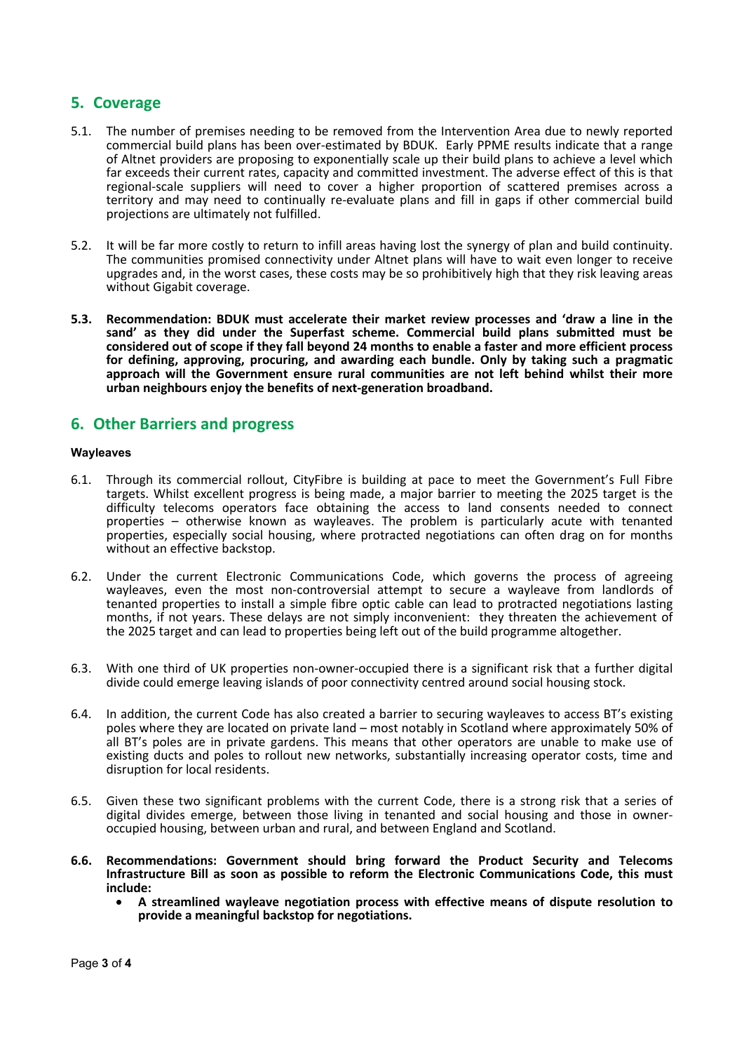## 5. Coverage

5.1. The number of premises needing to be removed from the Intervention Area due to newly reported commercial build plans has been over-estimated by BDUK. Early PPME results indicate that a range of Altnet providers are proposing to exponentially scale up their build plans to achieve a level which far exceeds their current rates, capacity and committed investment. The adverse effect of this is that regional-scale suppliers will need to cover a higher proportion of scattered premises across a territory and may need to continually re-evaluate plans and fill in gaps if other commercial build projections are ultimately not fulfilled.

5.2. It will be far more costly to return to infill areas having lost the synergy of plan and build continuity. The communities promised connectivity under Altnet plans will have to wait even longer to receive upgrades and, in the worst cases, these costs may be so prohibitively high that they risk leaving areas without Gigabit coverage.

**5.3. Recommendation: BDUK must accelerate their market review processes and 'draw a line in the sand' as they did under the Superfast scheme. Commercial build plans submitted must be considered out of scope if they fall beyond 24 months to enable a faster and more efficient process for defining, approving, procuring, and awarding each bundle. Only by taking such a pragmatic approach will the Government ensure rural communities are not left behind whilst their more urban neighbours enjoy the benefits of next-generation broadband.**

## 6. Other Barriers and progress

#### Wayleaves

6.1. Through its commercial rollout, CityFibre is building at pace to meet the Government's Full Fibre targets. Whilst excellent progress is being made, a major barrier to meeting the 2025 target is the difficulty telecoms operators face obtaining the access to land consents needed to connect properties – otherwise known as wayleaves. The problem is particularly acute with tenanted properties, especially social housing, where protracted negotiations can often drag on for months without an effective backstop.

6.2. Under the current Electronic Communications Code, which governs the process of agreeing wayleaves, even the most non-controversial attempt to secure a wayleave from landlords of tenanted properties to install a simple fibre optic cable can lead to protracted negotiations lasting months, if not years. These delays are not simply inconvenient: they threaten the achievement of the 2025 target and can lead to properties being left out of the build programme altogether.

6.3. With one third of UK properties non-owner-occupied there is a significant risk that a further digital divide could emerge leaving islands of poor connectivity centred around social housing stock.

6.4. In addition, the current Code has also created a barrier to securing wayleaves to access BT's existing poles where they are located on private land – most notably in Scotland where approximately 50% of all BT's poles are in private gardens. This means that other operators are unable to make use of existing ducts and poles to rollout new networks, substantially increasing operator costs, time and disruption for local residents.

6.5. Given these two significant problems with the current Code, there is a strong risk that a series of digital divides emerge, between those living in tenanted and social housing and those in owner-occupied housing, between urban and rural, and between England and Scotland.

**6.6. Recommendations: Government should bring forward the Product Security and Telecoms Infrastructure Bill as soon as possible to reform the Electronic Communications Code, this must include:**

- **A streamlined wayleave negotiation process with effective means of dispute resolution to provide a meaningful backstop for negotiations.**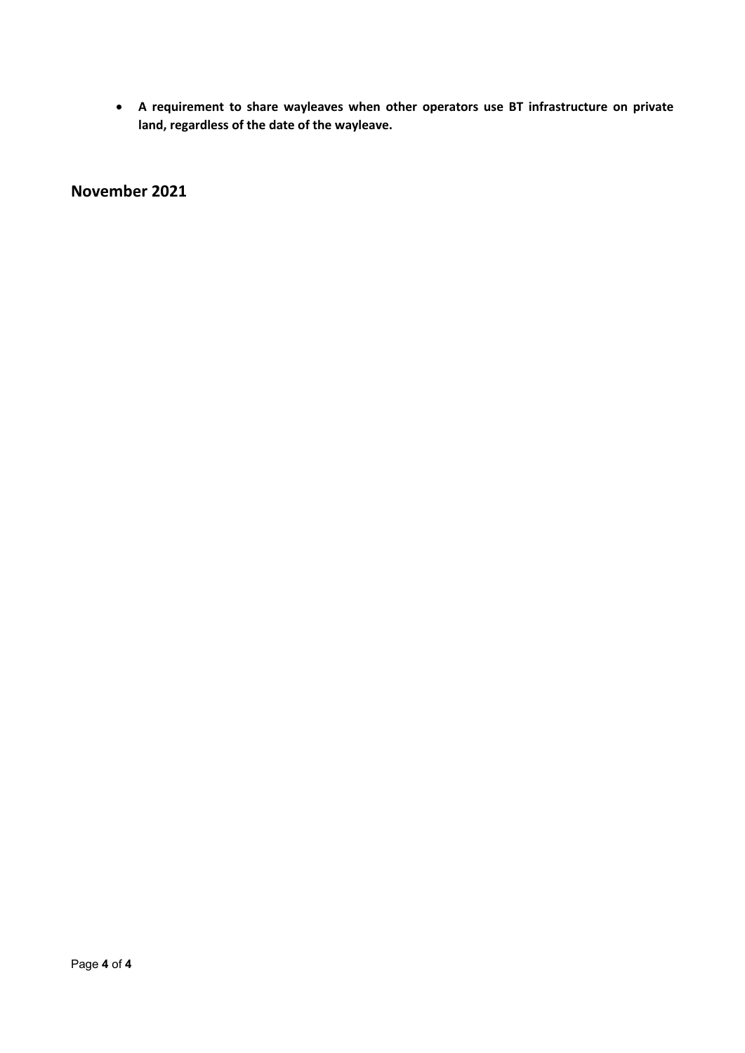- **A requirement to share wayleaves when other operators use BT infrastructure on private land, regardless of the date of the wayleave.**

## November 2021